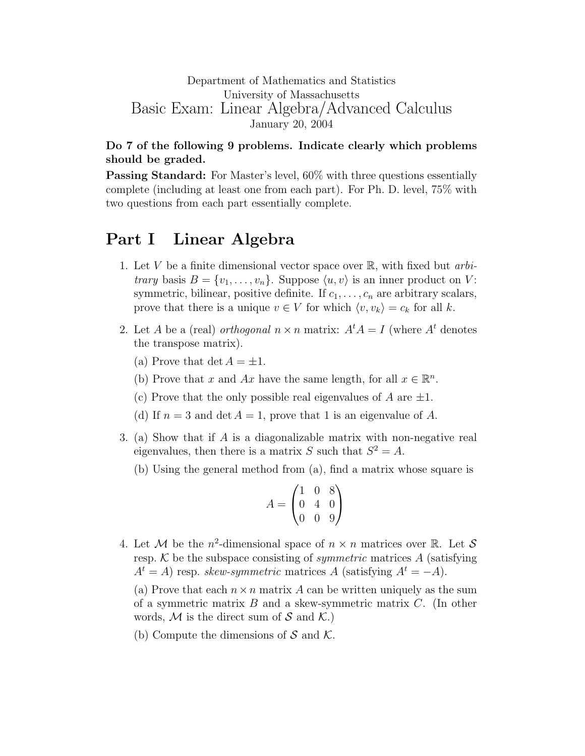Department of Mathematics and Statistics
University of Massachusetts

# Basic Exam: Linear Algebra/Advanced Calculus

January 20, 2004

**Do 7 of the following 9 problems. Indicate clearly which problems should be graded.**

**Passing Standard:** For Master's level, 60% with three questions essentially complete (including at least one from each part). For Ph. D. level, 75% with two questions from each part essentially complete.

# Part I Linear Algebra

1. Let $V$ be a finite dimensional vector space over $\mathbb{R}$, with fixed but *arbitrary* basis $B = \{v_1, \ldots, v_n\}$. Suppose $\langle u, v \rangle$ is an inner product on $V$: symmetric, bilinear, positive definite. If $c_1, \ldots, c_n$ are arbitrary scalars, prove that there is a unique $v \in V$ for which $\langle v, v_k \rangle = c_k$ for all $k$.

2. Let $A$ be a (real) *orthogonal* $n \times n$ matrix: $A^t A = I$ (where $A^t$ denotes the transpose matrix).

   (a) Prove that $\det A = \pm 1$.

   (b) Prove that $x$ and $Ax$ have the same length, for all $x \in \mathbb{R}^n$.

   (c) Prove that the only possible real eigenvalues of $A$ are $\pm 1$.

   (d) If $n = 3$ and $\det A = 1$, prove that 1 is an eigenvalue of $A$.

3. (a) Show that if $A$ is a diagonalizable matrix with non-negative real eigenvalues, then there is a matrix $S$ such that $S^2 = A$.

   (b) Using the general method from (a), find a matrix whose square is

$$A = \begin{pmatrix} 1 & 0 & 8 \\ 0 & 4 & 0 \\ 0 & 0 & 9 \end{pmatrix}$$

4. Let $\mathcal{M}$ be the $n^2$-dimensional space of $n \times n$ matrices over $\mathbb{R}$. Let $\mathcal{S}$ resp. $\mathcal{K}$ be the subspace consisting of *symmetric* matrices $A$ (satisfying $A^t = A$) resp. *skew-symmetric* matrices $A$ (satisfying $A^t = -A$).

   (a) Prove that each $n \times n$ matrix $A$ can be written uniquely as the sum of a symmetric matrix $B$ and a skew-symmetric matrix $C$. (In other words, $\mathcal{M}$ is the direct sum of $\mathcal{S}$ and $\mathcal{K}$.)

   (b) Compute the dimensions of $\mathcal{S}$ and $\mathcal{K}$.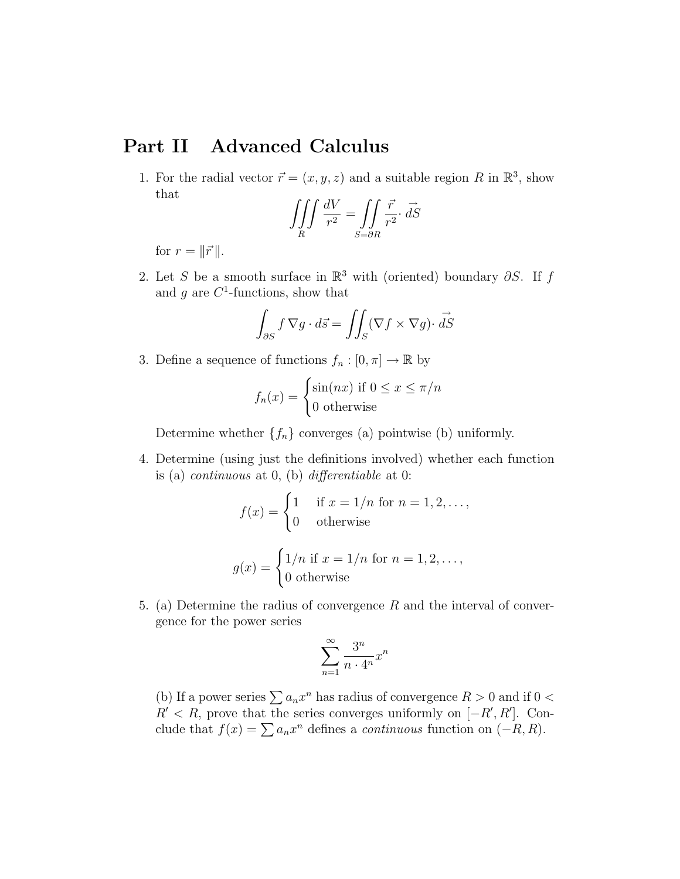# Part II Advanced Calculus

1. For the radial vector $\vec{r} = (x, y, z)$ and a suitable region $R$ in $\mathbb{R}^3$, show that
$$\iiint\limits_{R} \frac{dV}{r^2} = \iint\limits_{S=\partial R} \frac{\vec{r}}{r^2} \cdot \vec{dS}$$
for $r = \|\vec{r}\|$.

2. Let $S$ be a smooth surface in $\mathbb{R}^3$ with (oriented) boundary $\partial S$. If $f$ and $g$ are $C^1$-functions, show that
$$\int_{\partial S} f\, \nabla g \cdot d\vec{s} = \iint_S (\nabla f \times \nabla g) \cdot \vec{dS}$$

3. Define a sequence of functions $f_n : [0, \pi] \to \mathbb{R}$ by
$$f_n(x) = \begin{cases} \sin(nx) \text{ if } 0 \le x \le \pi/n \\ 0 \text{ otherwise} \end{cases}$$
Determine whether $\{f_n\}$ converges (a) pointwise (b) uniformly.

4. Determine (using just the definitions involved) whether each function is (a) *continuous* at 0, (b) *differentiable* at 0:
$$f(x) = \begin{cases} 1 & \text{if } x = 1/n \text{ for } n = 1, 2, \ldots, \\ 0 & \text{otherwise} \end{cases}$$
$$g(x) = \begin{cases} 1/n \text{ if } x = 1/n \text{ for } n = 1, 2, \ldots, \\ 0 \text{ otherwise} \end{cases}$$

5. (a) Determine the radius of convergence $R$ and the interval of convergence for the power series
$$\sum_{n=1}^{\infty} \frac{3^n}{n \cdot 4^n} x^n$$
(b) If a power series $\sum a_n x^n$ has radius of convergence $R > 0$ and if $0 < R' < R$, prove that the series converges uniformly on $[-R', R']$. Conclude that $f(x) = \sum a_n x^n$ defines a *continuous* function on $(-R, R)$.